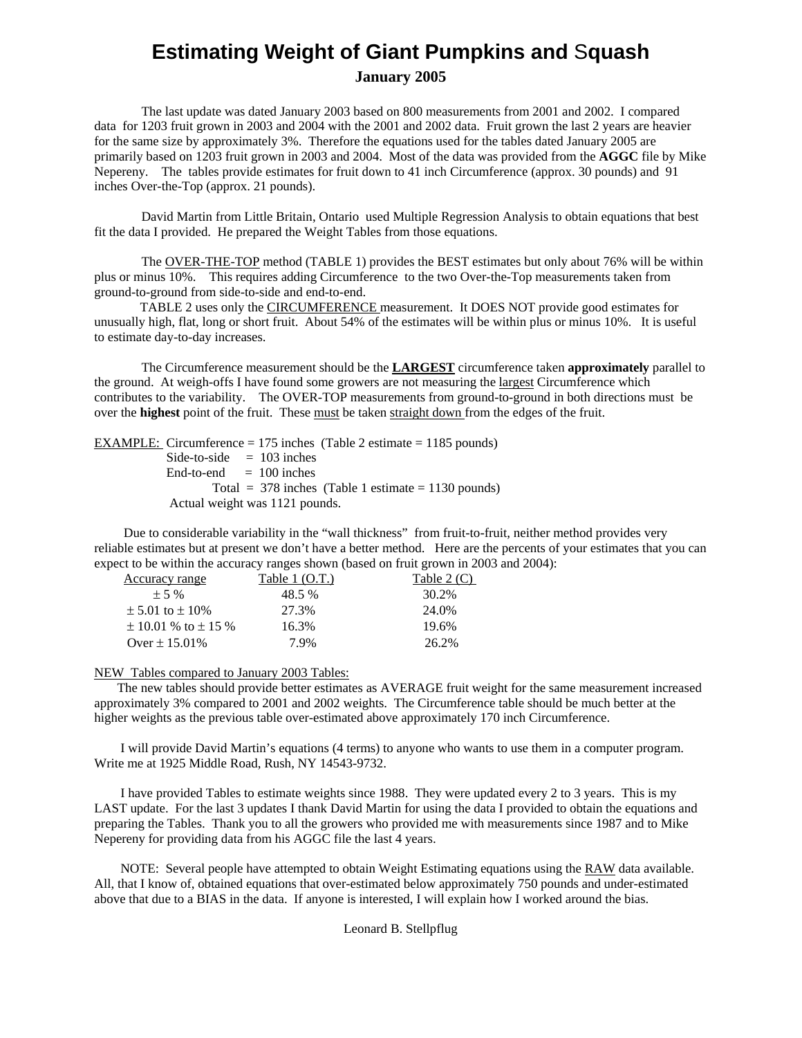# Estimating Weight of Giant Pumpkins and Squash

**January 2005**

The last update was dated January 2003 based on 800 measurements from 2001 and 2002. I compared data for 1203 fruit grown in 2003 and 2004 with the 2001 and 2002 data. Fruit grown the last 2 years are heavier for the same size by approximately 3%. Therefore the equations used for the tables dated January 2005 are primarily based on 1203 fruit grown in 2003 and 2004. Most of the data was provided from the **AGGC** file by Mike Nepereny. The tables provide estimates for fruit down to 41 inch Circumference (approx. 30 pounds) and 91 inches Over-the-Top (approx. 21 pounds).

David Martin from Little Britain, Ontario used Multiple Regression Analysis to obtain equations that best fit the data I provided. He prepared the Weight Tables from those equations.

The <u>OVER-THE-TOP</u> method (TABLE 1) provides the BEST estimates but only about 76% will be within plus or minus 10%. This requires adding Circumference to the two Over-the-Top measurements taken from ground-to-ground from side-to-side and end-to-end.

TABLE 2 uses only the <u>CIRCUMFERENCE</u> measurement. It DOES NOT provide good estimates for unusually high, flat, long or short fruit. About 54% of the estimates will be within plus or minus 10%. It is useful to estimate day-to-day increases.

The Circumference measurement should be the **<u>LARGEST</u>** circumference taken **approximately** parallel to the ground. At weigh-offs I have found some growers are not measuring the <u>largest</u> Circumference which contributes to the variability. The OVER-TOP measurements from ground-to-ground in both directions must be over the **highest** point of the fruit. These <u>must</u> be taken <u>straight down</u> from the edges of the fruit.

<u>EXAMPLE:</u> Circumference = 175 inches (Table 2 estimate = 1185 pounds)
Side-to-side = 103 inches
End-to-end = 100 inches
Total = 378 inches (Table 1 estimate = 1130 pounds)
Actual weight was 1121 pounds.

Due to considerable variability in the "wall thickness" from fruit-to-fruit, neither method provides very reliable estimates but at present we don't have a better method. Here are the percents of your estimates that you can expect to be within the accuracy ranges shown (based on fruit grown in 2003 and 2004):

| Accuracy range | Table 1 (O.T.) | Table 2 (C) |
|---|---|---|
| ± 5 % | 48.5 % | 30.2% |
| ± 5.01 to ± 10% | 27.3% | 24.0% |
| ± 10.01 % to ± 15 % | 16.3% | 19.6% |
| Over ± 15.01% | 7.9% | 26.2% |

<u>NEW Tables compared to January 2003 Tables:</u>

The new tables should provide better estimates as AVERAGE fruit weight for the same measurement increased approximately 3% compared to 2001 and 2002 weights. The Circumference table should be much better at the higher weights as the previous table over-estimated above approximately 170 inch Circumference.

I will provide David Martin's equations (4 terms) to anyone who wants to use them in a computer program. Write me at 1925 Middle Road, Rush, NY 14543-9732.

I have provided Tables to estimate weights since 1988. They were updated every 2 to 3 years. This is my LAST update. For the last 3 updates I thank David Martin for using the data I provided to obtain the equations and preparing the Tables. Thank you to all the growers who provided me with measurements since 1987 and to Mike Nepereny for providing data from his AGGC file the last 4 years.

NOTE: Several people have attempted to obtain Weight Estimating equations using the <u>RAW</u> data available. All, that I know of, obtained equations that over-estimated below approximately 750 pounds and under-estimated above that due to a BIAS in the data. If anyone is interested, I will explain how I worked around the bias.

Leonard B. Stellpflug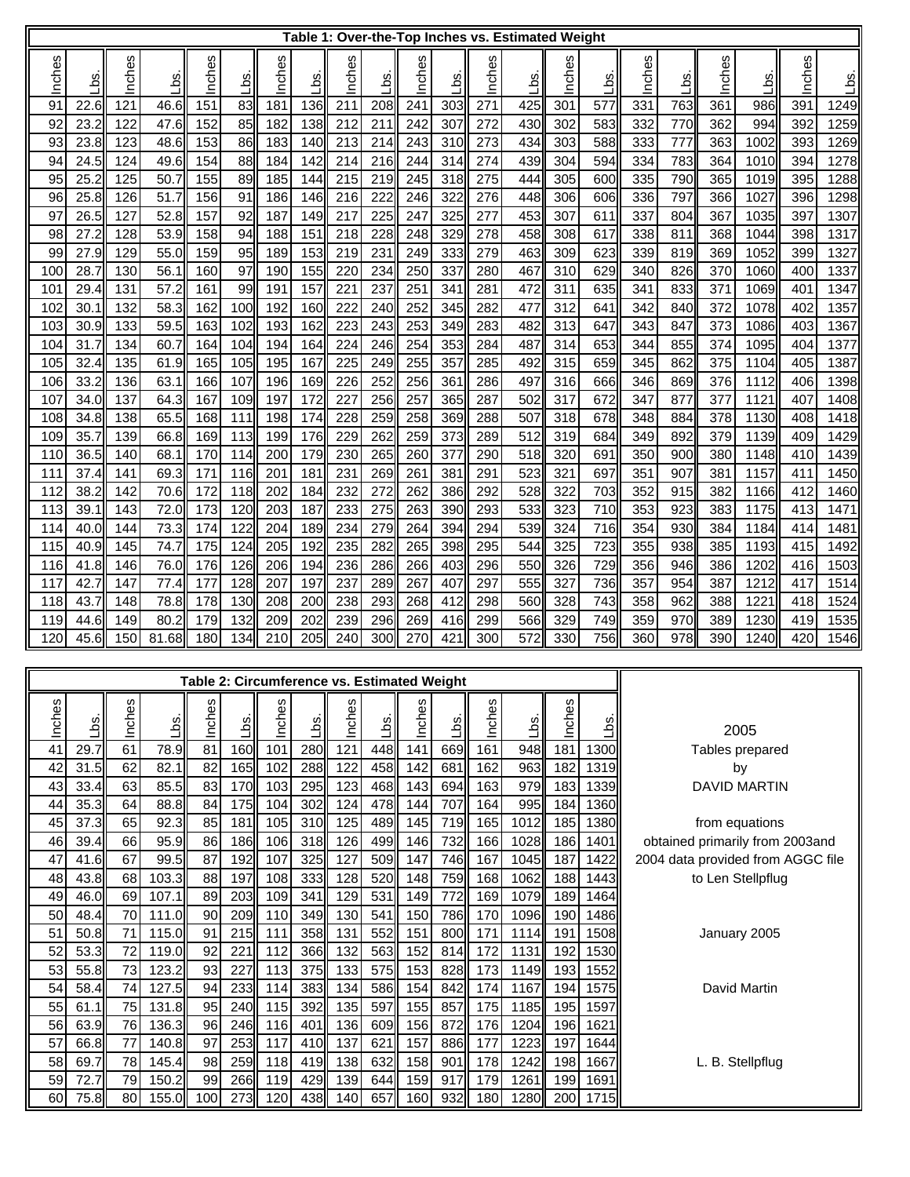## Table 1: Over-the-Top Inches vs. Estimated Weight

| Inches | Lbs. | Inches | Lbs. | Inches | Lbs. | Inches | Lbs. | Inches | Lbs. | Inches | Lbs. | Inches | Lbs. | Inches | Lbs. | Inches | Lbs. | Inches | Lbs. | Inches | Lbs. |
|---|---|---|---|---|---|---|---|---|---|---|---|---|---|---|---|---|---|---|---|---|---|
| 91 | 22.6 | 121 | 46.6 | 151 | 83 | 181 | 136 | 211 | 208 | 241 | 303 | 271 | 425 | 301 | 577 | 331 | 763 | 361 | 986 | 391 | 1249 |
| 92 | 23.2 | 122 | 47.6 | 152 | 85 | 182 | 138 | 212 | 211 | 242 | 307 | 272 | 430 | 302 | 583 | 332 | 770 | 362 | 994 | 392 | 1259 |
| 93 | 23.8 | 123 | 48.6 | 153 | 86 | 183 | 140 | 213 | 214 | 243 | 310 | 273 | 434 | 303 | 588 | 333 | 777 | 363 | 1002 | 393 | 1269 |
| 94 | 24.5 | 124 | 49.6 | 154 | 88 | 184 | 142 | 214 | 216 | 244 | 314 | 274 | 439 | 304 | 594 | 334 | 783 | 364 | 1010 | 394 | 1278 |
| 95 | 25.2 | 125 | 50.7 | 155 | 89 | 185 | 144 | 215 | 219 | 245 | 318 | 275 | 444 | 305 | 600 | 335 | 790 | 365 | 1019 | 395 | 1288 |
| 96 | 25.8 | 126 | 51.7 | 156 | 91 | 186 | 146 | 216 | 222 | 246 | 322 | 276 | 448 | 306 | 606 | 336 | 797 | 366 | 1027 | 396 | 1298 |
| 97 | 26.5 | 127 | 52.8 | 157 | 92 | 187 | 149 | 217 | 225 | 247 | 325 | 277 | 453 | 307 | 611 | 337 | 804 | 367 | 1035 | 397 | 1307 |
| 98 | 27.2 | 128 | 53.9 | 158 | 94 | 188 | 151 | 218 | 228 | 248 | 329 | 278 | 458 | 308 | 617 | 338 | 811 | 368 | 1044 | 398 | 1317 |
| 99 | 27.9 | 129 | 55.0 | 159 | 95 | 189 | 153 | 219 | 231 | 249 | 333 | 279 | 463 | 309 | 623 | 339 | 819 | 369 | 1052 | 399 | 1327 |
| 100 | 28.7 | 130 | 56.1 | 160 | 97 | 190 | 155 | 220 | 234 | 250 | 337 | 280 | 467 | 310 | 629 | 340 | 826 | 370 | 1060 | 400 | 1337 |
| 101 | 29.4 | 131 | 57.2 | 161 | 99 | 191 | 157 | 221 | 237 | 251 | 341 | 281 | 472 | 311 | 635 | 341 | 833 | 371 | 1069 | 401 | 1347 |
| 102 | 30.1 | 132 | 58.3 | 162 | 100 | 192 | 160 | 222 | 240 | 252 | 345 | 282 | 477 | 312 | 641 | 342 | 840 | 372 | 1078 | 402 | 1357 |
| 103 | 30.9 | 133 | 59.5 | 163 | 102 | 193 | 162 | 223 | 243 | 253 | 349 | 283 | 482 | 313 | 647 | 343 | 847 | 373 | 1086 | 403 | 1367 |
| 104 | 31.7 | 134 | 60.7 | 164 | 104 | 194 | 164 | 224 | 246 | 254 | 353 | 284 | 487 | 314 | 653 | 344 | 855 | 374 | 1095 | 404 | 1377 |
| 105 | 32.4 | 135 | 61.9 | 165 | 105 | 195 | 167 | 225 | 249 | 255 | 357 | 285 | 492 | 315 | 659 | 345 | 862 | 375 | 1104 | 405 | 1387 |
| 106 | 33.2 | 136 | 63.1 | 166 | 107 | 196 | 169 | 226 | 252 | 256 | 361 | 286 | 497 | 316 | 666 | 346 | 869 | 376 | 1112 | 406 | 1398 |
| 107 | 34.0 | 137 | 64.3 | 167 | 109 | 197 | 172 | 227 | 256 | 257 | 365 | 287 | 502 | 317 | 672 | 347 | 877 | 377 | 1121 | 407 | 1408 |
| 108 | 34.8 | 138 | 65.5 | 168 | 111 | 198 | 174 | 228 | 259 | 258 | 369 | 288 | 507 | 318 | 678 | 348 | 884 | 378 | 1130 | 408 | 1418 |
| 109 | 35.7 | 139 | 66.8 | 169 | 113 | 199 | 176 | 229 | 262 | 259 | 373 | 289 | 512 | 319 | 684 | 349 | 892 | 379 | 1139 | 409 | 1429 |
| 110 | 36.5 | 140 | 68.1 | 170 | 114 | 200 | 179 | 230 | 265 | 260 | 377 | 290 | 518 | 320 | 691 | 350 | 900 | 380 | 1148 | 410 | 1439 |
| 111 | 37.4 | 141 | 69.3 | 171 | 116 | 201 | 181 | 231 | 269 | 261 | 381 | 291 | 523 | 321 | 697 | 351 | 907 | 381 | 1157 | 411 | 1450 |
| 112 | 38.2 | 142 | 70.6 | 172 | 118 | 202 | 184 | 232 | 272 | 262 | 386 | 292 | 528 | 322 | 703 | 352 | 915 | 382 | 1166 | 412 | 1460 |
| 113 | 39.1 | 143 | 72.0 | 173 | 120 | 203 | 187 | 233 | 275 | 263 | 390 | 293 | 533 | 323 | 710 | 353 | 923 | 383 | 1175 | 413 | 1471 |
| 114 | 40.0 | 144 | 73.3 | 174 | 122 | 204 | 189 | 234 | 279 | 264 | 394 | 294 | 539 | 324 | 716 | 354 | 930 | 384 | 1184 | 414 | 1481 |
| 115 | 40.9 | 145 | 74.7 | 175 | 124 | 205 | 192 | 235 | 282 | 265 | 398 | 295 | 544 | 325 | 723 | 355 | 938 | 385 | 1193 | 415 | 1492 |
| 116 | 41.8 | 146 | 76.0 | 176 | 126 | 206 | 194 | 236 | 286 | 266 | 403 | 296 | 550 | 326 | 729 | 356 | 946 | 386 | 1202 | 416 | 1503 |
| 117 | 42.7 | 147 | 77.4 | 177 | 128 | 207 | 197 | 237 | 289 | 267 | 407 | 297 | 555 | 327 | 736 | 357 | 954 | 387 | 1212 | 417 | 1514 |
| 118 | 43.7 | 148 | 78.8 | 178 | 130 | 208 | 200 | 238 | 293 | 268 | 412 | 298 | 560 | 328 | 743 | 358 | 962 | 388 | 1221 | 418 | 1524 |
| 119 | 44.6 | 149 | 80.2 | 179 | 132 | 209 | 202 | 239 | 296 | 269 | 416 | 299 | 566 | 329 | 749 | 359 | 970 | 389 | 1230 | 419 | 1535 |
| 120 | 45.6 | 150 | 81.68 | 180 | 134 | 210 | 205 | 240 | 300 | 270 | 421 | 300 | 572 | 330 | 756 | 360 | 978 | 390 | 1240 | 420 | 1546 |

## Table 2: Circumference vs. Estimated Weight

| Inches | Lbs. | Inches | Lbs. | Inches | Lbs. | Inches | Lbs. | Inches | Lbs. | Inches | Lbs. | Inches | Lbs. | Inches | Lbs. |
|---|---|---|---|---|---|---|---|---|---|---|---|---|---|---|---|
| 41 | 29.7 | 61 | 78.9 | 81 | 160 | 101 | 280 | 121 | 448 | 141 | 669 | 161 | 948 | 181 | 1300 |
| 42 | 31.5 | 62 | 82.1 | 82 | 165 | 102 | 288 | 122 | 458 | 142 | 681 | 162 | 963 | 182 | 1319 |
| 43 | 33.4 | 63 | 85.5 | 83 | 170 | 103 | 295 | 123 | 468 | 143 | 694 | 163 | 979 | 183 | 1339 |
| 44 | 35.3 | 64 | 88.8 | 84 | 175 | 104 | 302 | 124 | 478 | 144 | 707 | 164 | 995 | 184 | 1360 |
| 45 | 37.3 | 65 | 92.3 | 85 | 181 | 105 | 310 | 125 | 489 | 145 | 719 | 165 | 1012 | 185 | 1380 |
| 46 | 39.4 | 66 | 95.9 | 86 | 186 | 106 | 318 | 126 | 499 | 146 | 732 | 166 | 1028 | 186 | 1401 |
| 47 | 41.6 | 67 | 99.5 | 87 | 192 | 107 | 325 | 127 | 509 | 147 | 746 | 167 | 1045 | 187 | 1422 |
| 48 | 43.8 | 68 | 103.3 | 88 | 197 | 108 | 333 | 128 | 520 | 148 | 759 | 168 | 1062 | 188 | 1443 |
| 49 | 46.0 | 69 | 107.1 | 89 | 203 | 109 | 341 | 129 | 531 | 149 | 772 | 169 | 1079 | 189 | 1464 |
| 50 | 48.4 | 70 | 111.0 | 90 | 209 | 110 | 349 | 130 | 541 | 150 | 786 | 170 | 1096 | 190 | 1486 |
| 51 | 50.8 | 71 | 115.0 | 91 | 215 | 111 | 358 | 131 | 552 | 151 | 800 | 171 | 1114 | 191 | 1508 |
| 52 | 53.3 | 72 | 119.0 | 92 | 221 | 112 | 366 | 132 | 563 | 152 | 814 | 172 | 1131 | 192 | 1530 |
| 53 | 55.8 | 73 | 123.2 | 93 | 227 | 113 | 375 | 133 | 575 | 153 | 828 | 173 | 1149 | 193 | 1552 |
| 54 | 58.4 | 74 | 127.5 | 94 | 233 | 114 | 383 | 134 | 586 | 154 | 842 | 174 | 1167 | 194 | 1575 |
| 55 | 61.1 | 75 | 131.8 | 95 | 240 | 115 | 392 | 135 | 597 | 155 | 857 | 175 | 1185 | 195 | 1597 |
| 56 | 63.9 | 76 | 136.3 | 96 | 246 | 116 | 401 | 136 | 609 | 156 | 872 | 176 | 1204 | 196 | 1621 |
| 57 | 66.8 | 77 | 140.8 | 97 | 253 | 117 | 410 | 137 | 621 | 157 | 886 | 177 | 1223 | 197 | 1644 |
| 58 | 69.7 | 78 | 145.4 | 98 | 259 | 118 | 419 | 138 | 632 | 158 | 901 | 178 | 1242 | 198 | 1667 |
| 59 | 72.7 | 79 | 150.2 | 99 | 266 | 119 | 429 | 139 | 644 | 159 | 917 | 179 | 1261 | 199 | 1691 |
| 60 | 75.8 | 80 | 155.0 | 100 | 273 | 120 | 438 | 140 | 657 | 160 | 932 | 180 | 1280 | 200 | 1715 |

2005

Tables prepared

by

DAVID MARTIN

from equations

obtained primarily from 2003and

2004 data provided from AGGC file

to Len Stellpflug

January 2005

David Martin

L. B. Stellpflug